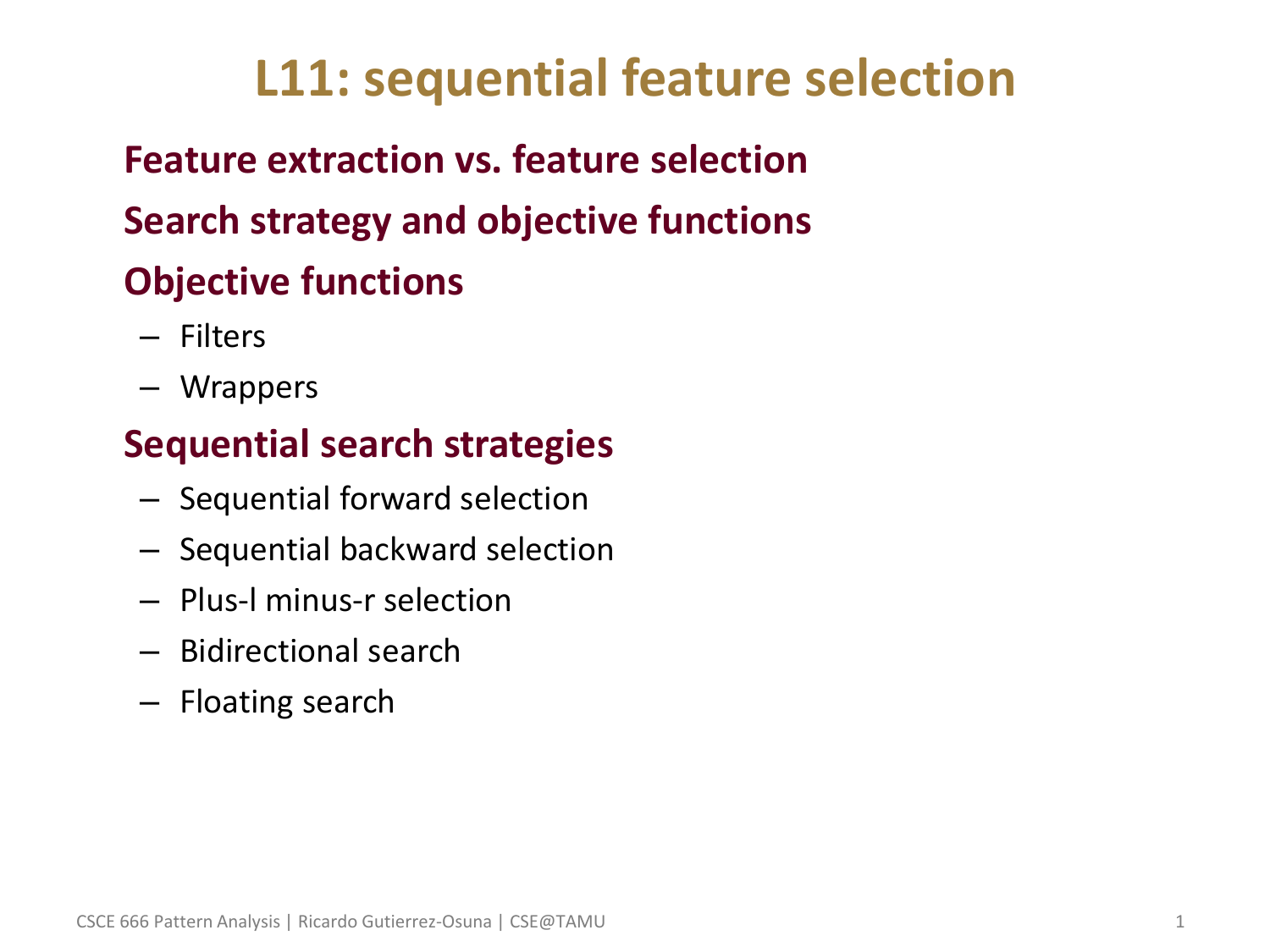# L11: sequential feature selection

**Feature extraction vs. feature selection**

**Search strategy and objective functions**

**Objective functions**

- Filters
- Wrappers

**Sequential search strategies**

- Sequential forward selection
- Sequential backward selection
- Plus-l minus-r selection
- Bidirectional search
- Floating search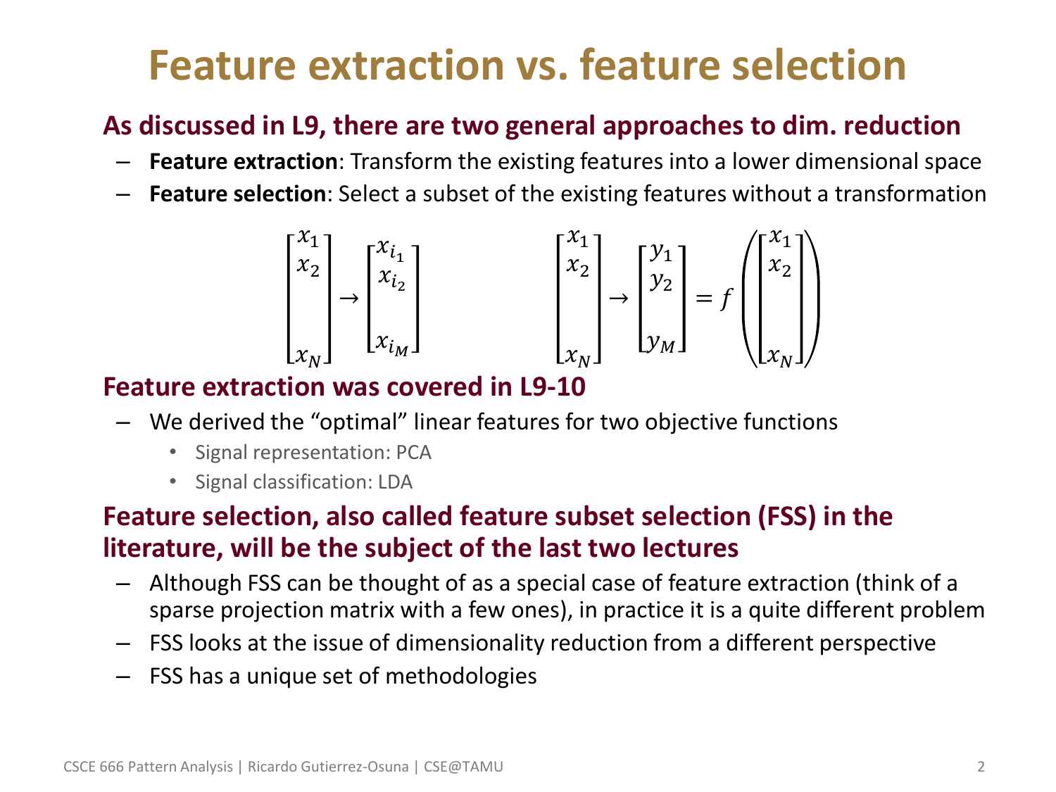# Feature extraction vs. feature selection

**As discussed in L9, there are two general approaches to dim. reduction**

- **Feature extraction**: Transform the existing features into a lower dimensional space
- **Feature selection**: Select a subset of the existing features without a transformation

$$\begin{bmatrix} x_1 \\ x_2 \\ \\ x_N \end{bmatrix} \rightarrow \begin{bmatrix} x_{i_1} \\ x_{i_2} \\ \\ x_{i_M} \end{bmatrix} \qquad \begin{bmatrix} x_1 \\ x_2 \\ \\ x_N \end{bmatrix} \rightarrow \begin{bmatrix} y_1 \\ y_2 \\ \\ y_M \end{bmatrix} = f\left( \begin{bmatrix} x_1 \\ x_2 \\ \\ x_N \end{bmatrix} \right)$$

**Feature extraction was covered in L9-10**

- We derived the "optimal" linear features for two objective functions
  - Signal representation: PCA
  - Signal classification: LDA

**Feature selection, also called feature subset selection (FSS) in the literature, will be the subject of the last two lectures**

- Although FSS can be thought of as a special case of feature extraction (think of a sparse projection matrix with a few ones), in practice it is a quite different problem
- FSS looks at the issue of dimensionality reduction from a different perspective
- FSS has a unique set of methodologies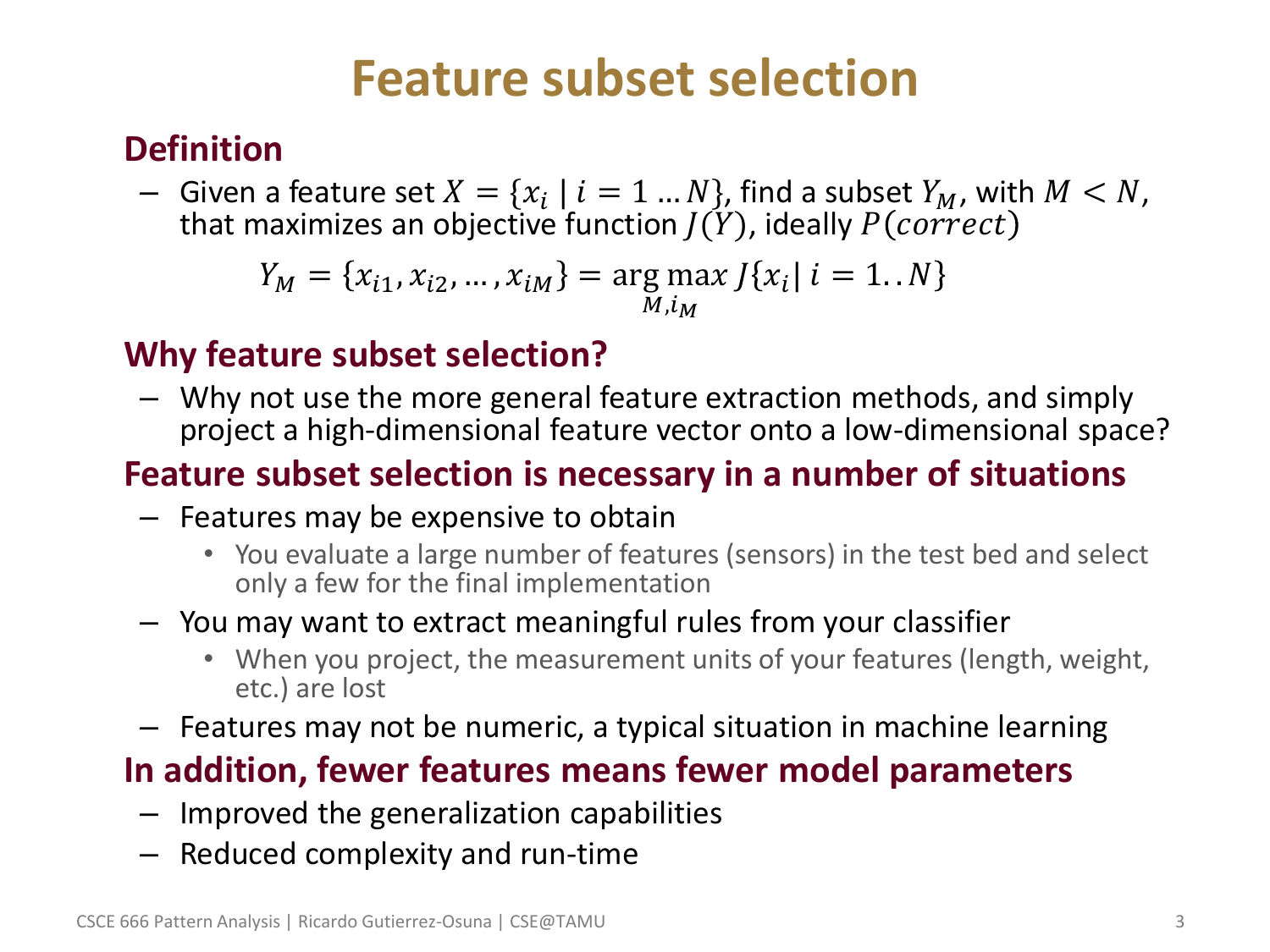# Feature subset selection

## Definition

- Given a feature set $X = \{x_i \mid i = 1 \dots N\}$, find a subset $Y_M$, with $M < N$, that maximizes an objective function $J(Y)$, ideally $P(correct)$

$$Y_M = \{x_{i1}, x_{i2}, \dots, x_{iM}\} = \underset{M, i_M}{\arg\max} \, J\{x_i \mid i = 1..N\}$$

## Why feature subset selection?

- Why not use the more general feature extraction methods, and simply project a high-dimensional feature vector onto a low-dimensional space?

## Feature subset selection is necessary in a number of situations

- Features may be expensive to obtain
  - You evaluate a large number of features (sensors) in the test bed and select only a few for the final implementation
- You may want to extract meaningful rules from your classifier
  - When you project, the measurement units of your features (length, weight, etc.) are lost
- Features may not be numeric, a typical situation in machine learning

## In addition, fewer features means fewer model parameters

- Improved the generalization capabilities
- Reduced complexity and run-time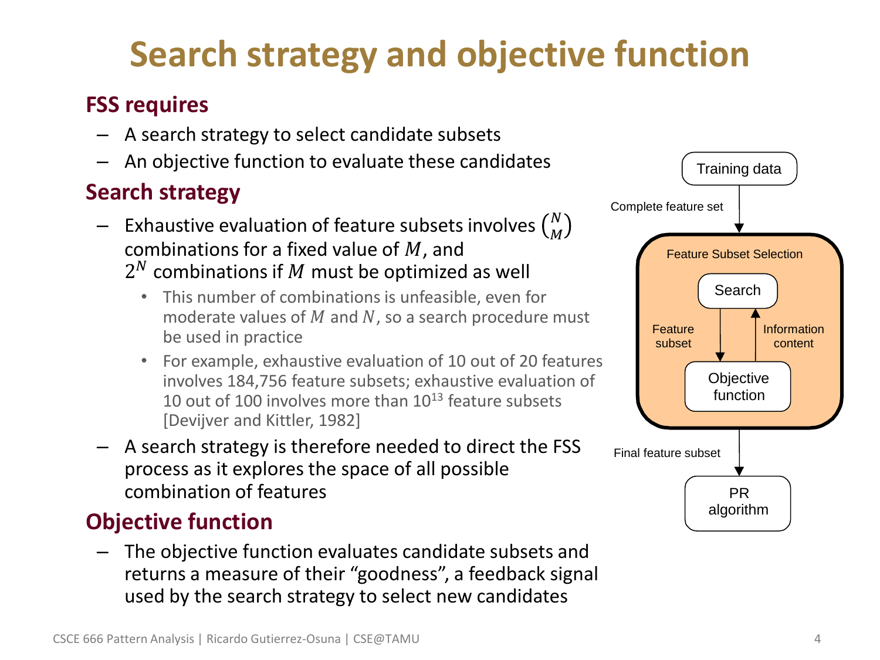# Search strategy and objective function

## FSS requires

- A search strategy to select candidate subsets
- An objective function to evaluate these candidates

## Search strategy

- Exhaustive evaluation of feature subsets involves $\binom{N}{M}$ combinations for a fixed value of $M$, and $2^N$ combinations if $M$ must be optimized as well
  - This number of combinations is unfeasible, even for moderate values of $M$ and $N$, so a search procedure must be used in practice
  - For example, exhaustive evaluation of 10 out of 20 features involves 184,756 feature subsets; exhaustive evaluation of 10 out of 100 involves more than $10^{13}$ feature subsets [Devijver and Kittler, 1982]
- A search strategy is therefore needed to direct the FSS process as it explores the space of all possible combination of features

## Objective function

- The objective function evaluates candidate subsets and returns a measure of their "goodness", a feedback signal used by the search strategy to select new candidates

Training data → Complete feature set → Feature Subset Selection (Search → Feature subset → Objective function → Information content → Search) → Final feature subset → PR algorithm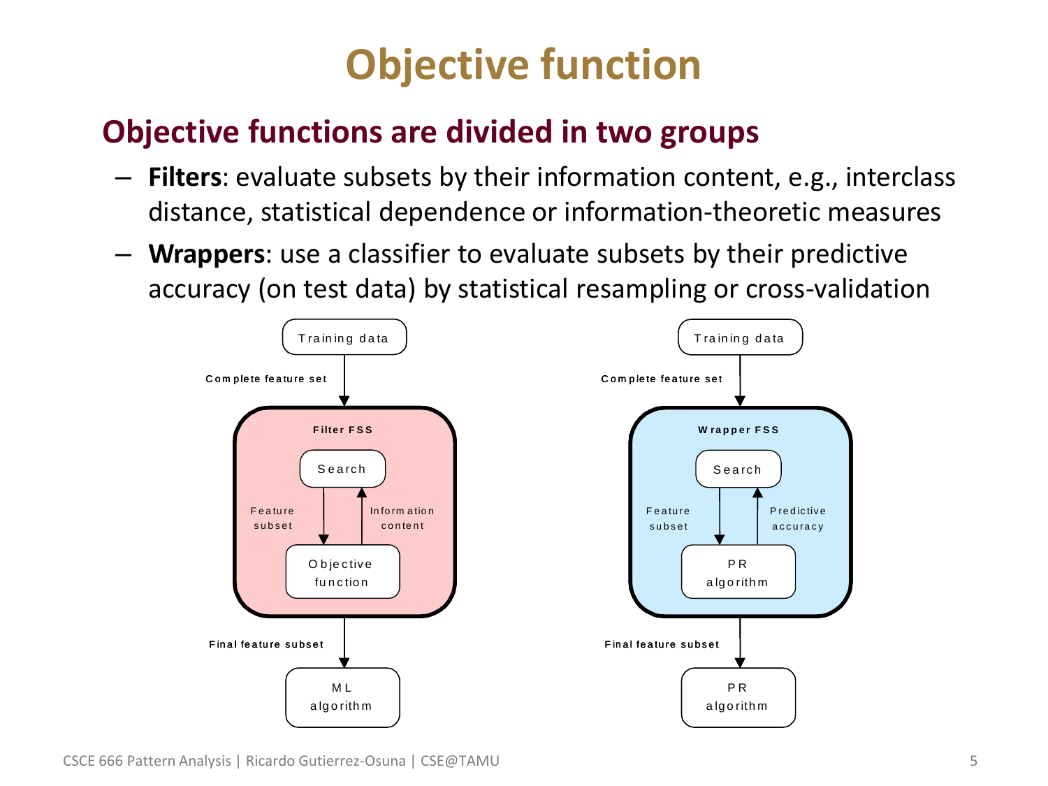# Objective function

## Objective functions are divided in two groups

- **Filters**: evaluate subsets by their information content, e.g., interclass distance, statistical dependence or information-theoretic measures
- **Wrappers**: use a classifier to evaluate subsets by their predictive accuracy (on test data) by statistical resampling or cross-validation

Training data

Complete feature set

Filter FSS

Search

Feature subset

Information content

Objective function

Final feature subset

ML algorithm

Training data

Complete feature set

Wrapper FSS

Search

Feature subset

Predictive accuracy

PR algorithm

Final feature subset

PR algorithm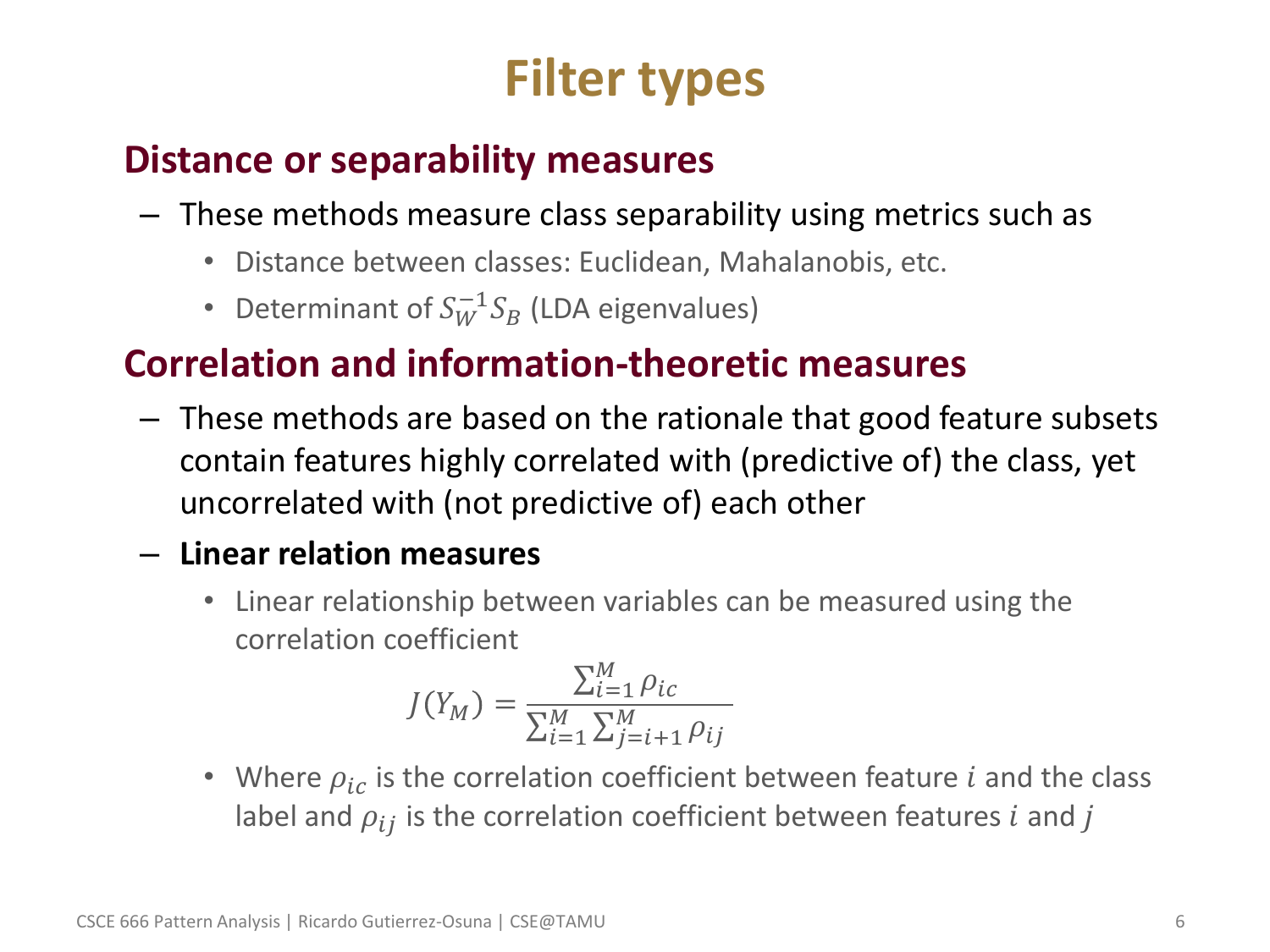# Filter types

## Distance or separability measures

- These methods measure class separability using metrics such as
  - Distance between classes: Euclidean, Mahalanobis, etc.
  - Determinant of $S_W^{-1} S_B$ (LDA eigenvalues)

## Correlation and information-theoretic measures

- These methods are based on the rationale that good feature subsets contain features highly correlated with (predictive of) the class, yet uncorrelated with (not predictive of) each other
- **Linear relation measures**
  - Linear relationship between variables can be measured using the correlation coefficient

$$J(Y_M) = \frac{\sum_{i=1}^{M} \rho_{ic}}{\sum_{i=1}^{M} \sum_{j=i+1}^{M} \rho_{ij}}$$

  - Where $\rho_{ic}$ is the correlation coefficient between feature $i$ and the class label and $\rho_{ij}$ is the correlation coefficient between features $i$ and $j$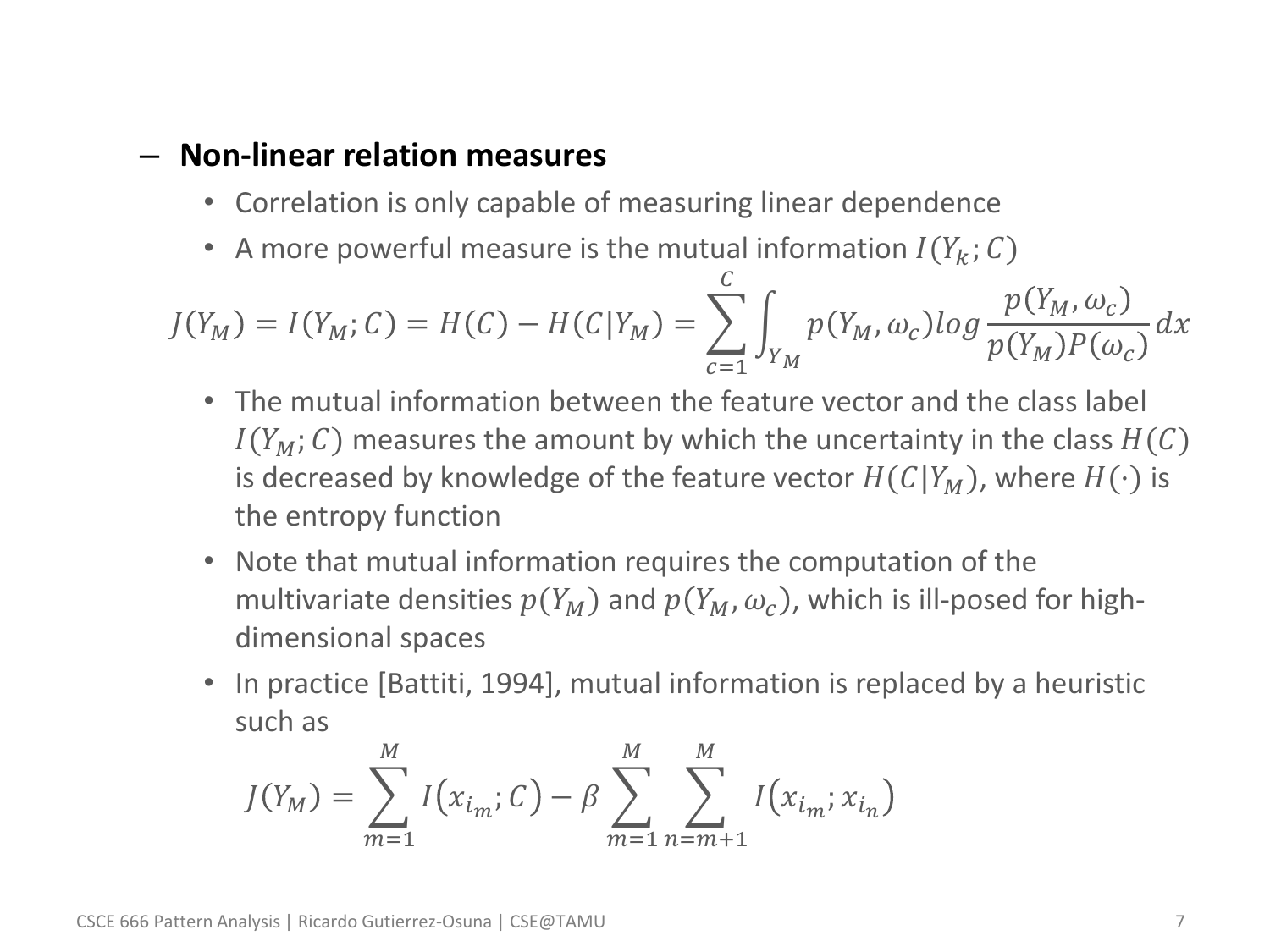– **Non-linear relation measures**

- Correlation is only capable of measuring linear dependence
- A more powerful measure is the mutual information $I(Y_k; C)$

$$J(Y_M) = I(Y_M; C) = H(C) - H(C|Y_M) = \sum_{c=1}^{C} \int_{Y_M} p(Y_M, \omega_c) log \frac{p(Y_M, \omega_c)}{p(Y_M) P(\omega_c)} dx$$

- The mutual information between the feature vector and the class label $I(Y_M; C)$ measures the amount by which the uncertainty in the class $H(C)$ is decreased by knowledge of the feature vector $H(C|Y_M)$, where $H(\cdot)$ is the entropy function
- Note that mutual information requires the computation of the multivariate densities $p(Y_M)$ and $p(Y_M, \omega_c)$, which is ill-posed for high-dimensional spaces
- In practice [Battiti, 1994], mutual information is replaced by a heuristic such as

$$J(Y_M) = \sum_{m=1}^{M} I(x_{i_m}; C) - \beta \sum_{m=1}^{M} \sum_{n=m+1}^{M} I(x_{i_m}; x_{i_n})$$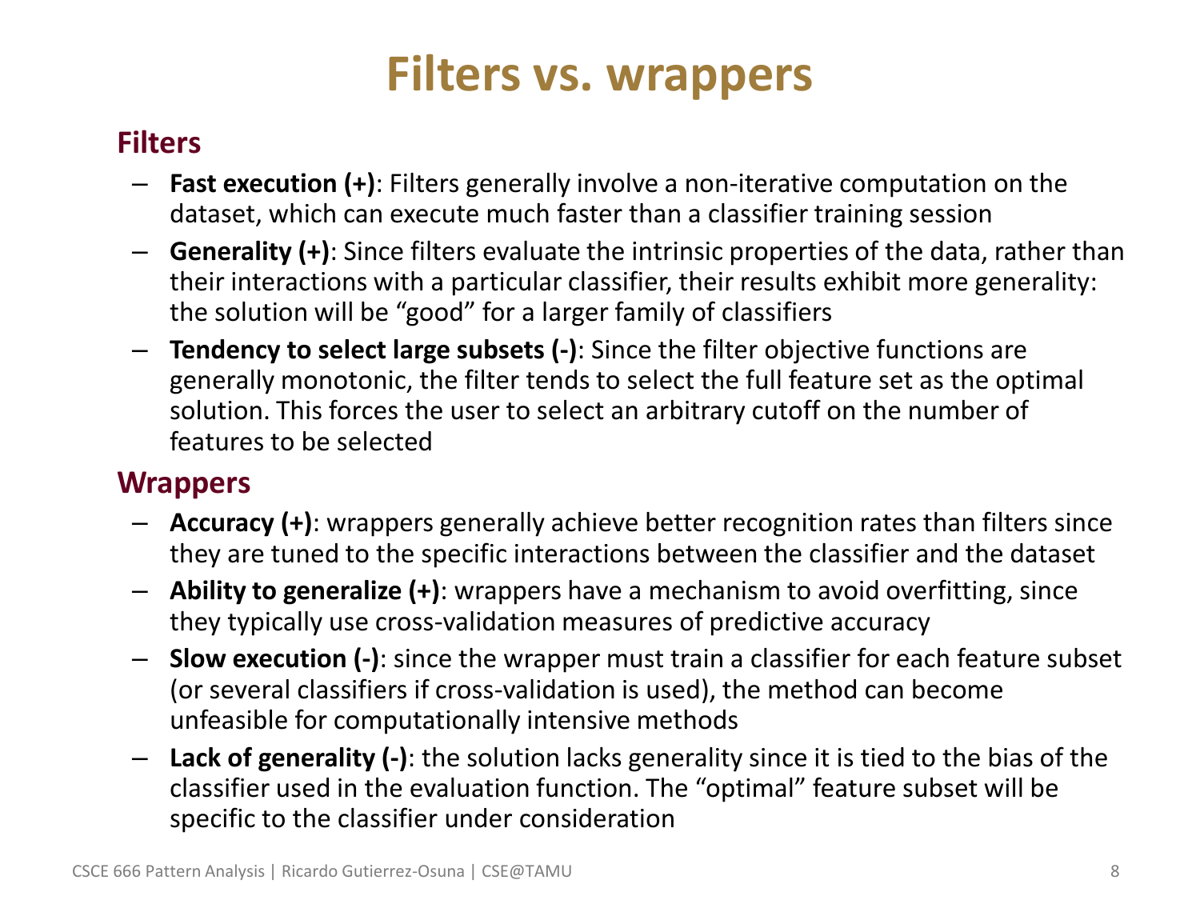# Filters vs. wrappers

## Filters

- **Fast execution (+)**: Filters generally involve a non-iterative computation on the dataset, which can execute much faster than a classifier training session
- **Generality (+)**: Since filters evaluate the intrinsic properties of the data, rather than their interactions with a particular classifier, their results exhibit more generality: the solution will be "good" for a larger family of classifiers
- **Tendency to select large subsets (-)**: Since the filter objective functions are generally monotonic, the filter tends to select the full feature set as the optimal solution. This forces the user to select an arbitrary cutoff on the number of features to be selected

## Wrappers

- **Accuracy (+)**: wrappers generally achieve better recognition rates than filters since they are tuned to the specific interactions between the classifier and the dataset
- **Ability to generalize (+)**: wrappers have a mechanism to avoid overfitting, since they typically use cross-validation measures of predictive accuracy
- **Slow execution (-)**: since the wrapper must train a classifier for each feature subset (or several classifiers if cross-validation is used), the method can become unfeasible for computationally intensive methods
- **Lack of generality (-)**: the solution lacks generality since it is tied to the bias of the classifier used in the evaluation function. The "optimal" feature subset will be specific to the classifier under consideration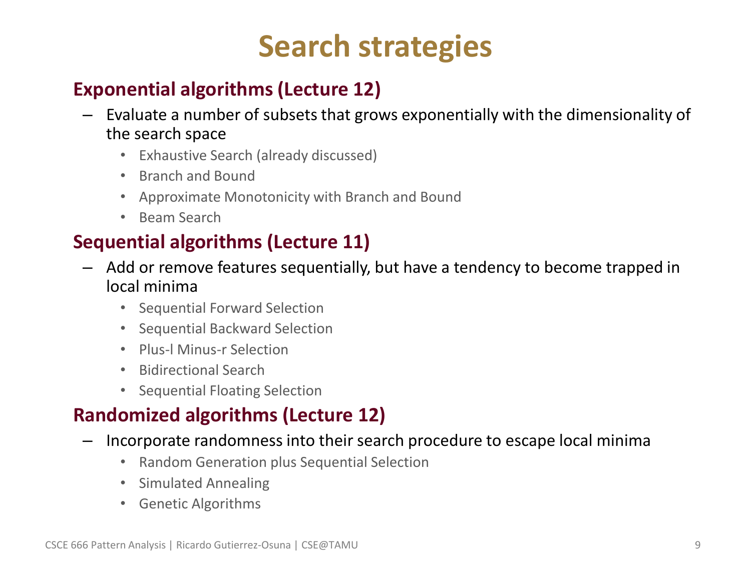# Search strategies

### Exponential algorithms (Lecture 12)

- Evaluate a number of subsets that grows exponentially with the dimensionality of the search space
  - Exhaustive Search (already discussed)
  - Branch and Bound
  - Approximate Monotonicity with Branch and Bound
  - Beam Search

### Sequential algorithms (Lecture 11)

- Add or remove features sequentially, but have a tendency to become trapped in local minima
  - Sequential Forward Selection
  - Sequential Backward Selection
  - Plus-l Minus-r Selection
  - Bidirectional Search
  - Sequential Floating Selection

### Randomized algorithms (Lecture 12)

- Incorporate randomness into their search procedure to escape local minima
  - Random Generation plus Sequential Selection
  - Simulated Annealing
  - Genetic Algorithms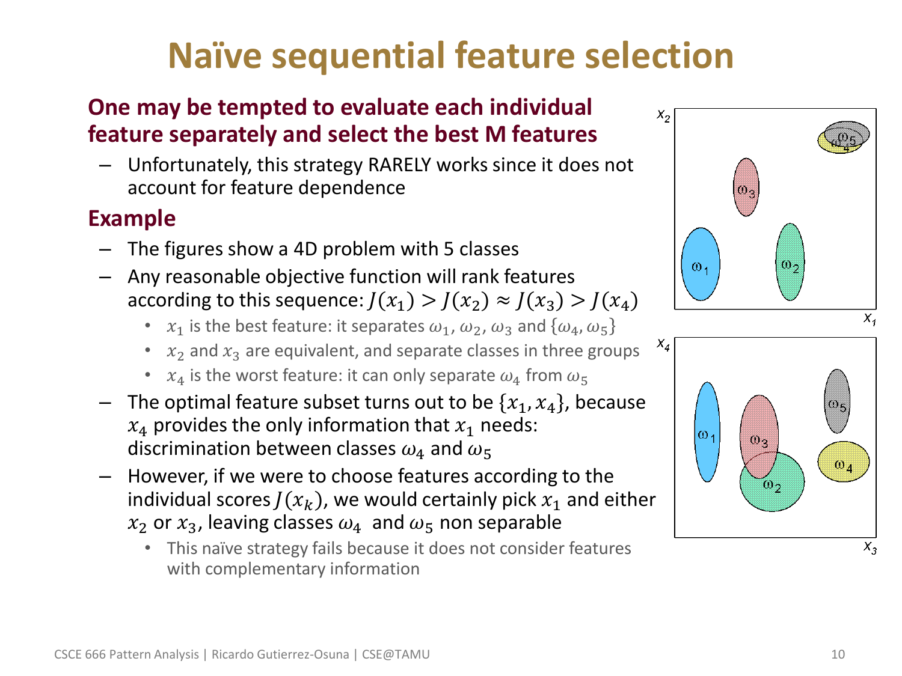# Naïve sequential feature selection

**One may be tempted to evaluate each individual feature separately and select the best M features**

- Unfortunately, this strategy RARELY works since it does not account for feature dependence

## Example

- The figures show a 4D problem with 5 classes
- Any reasonable objective function will rank features according to this sequence: $J(x_1) > J(x_2) \approx J(x_3) > J(x_4)$
  - $x_1$ is the best feature: it separates $\omega_1$, $\omega_2$, $\omega_3$ and $\{\omega_4, \omega_5\}$
  - $x_2$ and $x_3$ are equivalent, and separate classes in three groups
  - $x_4$ is the worst feature: it can only separate $\omega_4$ from $\omega_5$
- The optimal feature subset turns out to be $\{x_1, x_4\}$, because $x_4$ provides the only information that $x_1$ needs: discrimination between classes $\omega_4$ and $\omega_5$
- However, if we were to choose features according to the individual scores $J(x_k)$, we would certainly pick $x_1$ and either $x_2$ or $x_3$, leaving classes $\omega_4$ and $\omega_5$ non separable
  - This naïve strategy fails because it does not consider features with complementary information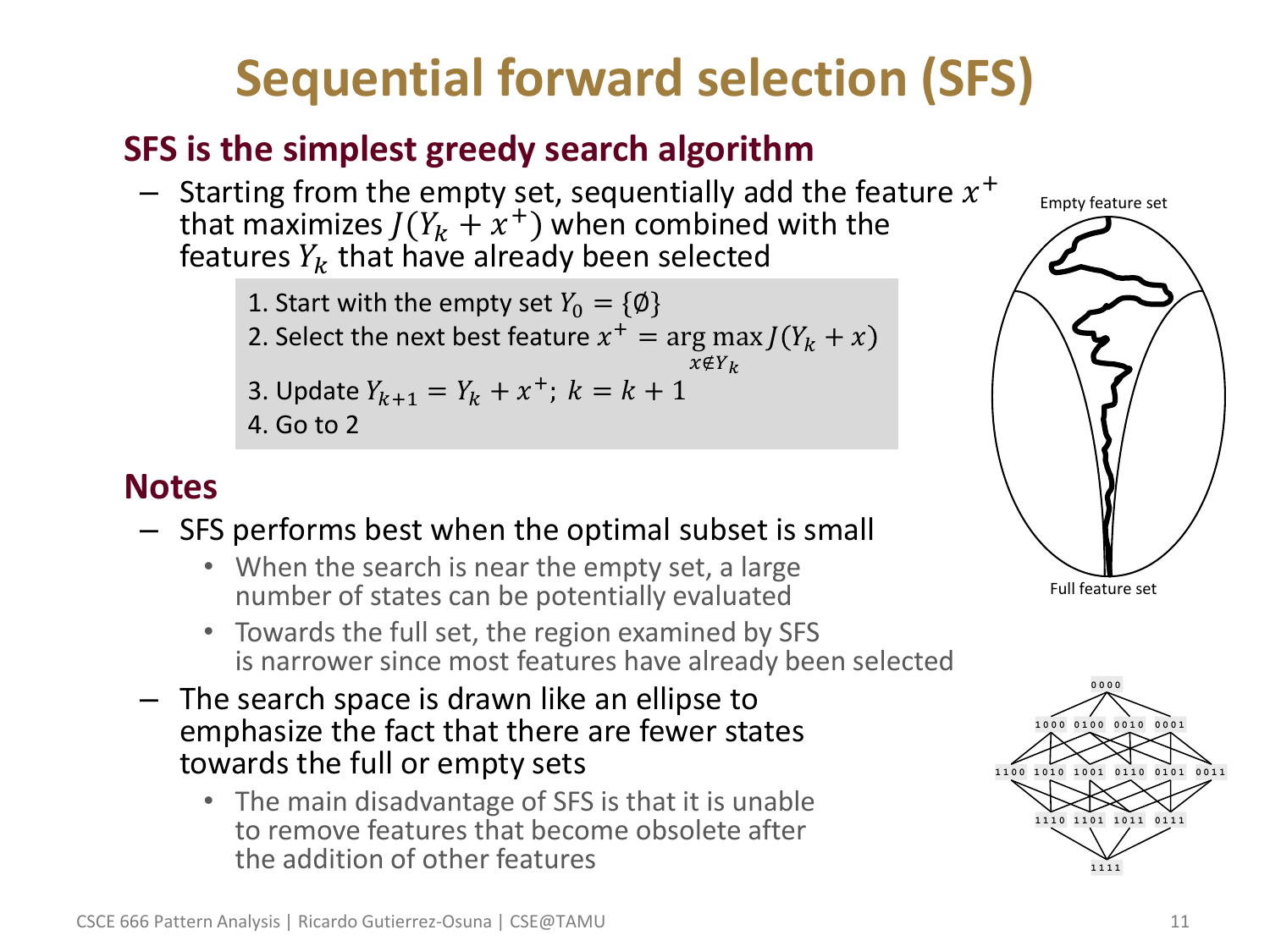# Sequential forward selection (SFS)

## SFS is the simplest greedy search algorithm

- Starting from the empty set, sequentially add the feature $x^+$ that maximizes $J(Y_k + x^+)$ when combined with the features $Y_k$ that have already been selected

> 1. Start with the empty set $Y_0 = \{\emptyset\}$
> 2. Select the next best feature $x^+ = \arg\max_{x \notin Y_k} J(Y_k + x)$
> 3. Update $Y_{k+1} = Y_k + x^+$; $k = k + 1$
> 4. Go to 2

## Notes

- SFS performs best when the optimal subset is small
  - When the search is near the empty set, a large number of states can be potentially evaluated
  - Towards the full set, the region examined by SFS is narrower since most features have already been selected
- The search space is drawn like an ellipse to emphasize the fact that there are fewer states towards the full or empty sets
  - The main disadvantage of SFS is that it is unable to remove features that become obsolete after the addition of other features

Empty feature set

Full feature set

0000

1000 0100 0010 0001

1100 1010 1001 0110 0101 0011

1110 1101 1011 0111

1111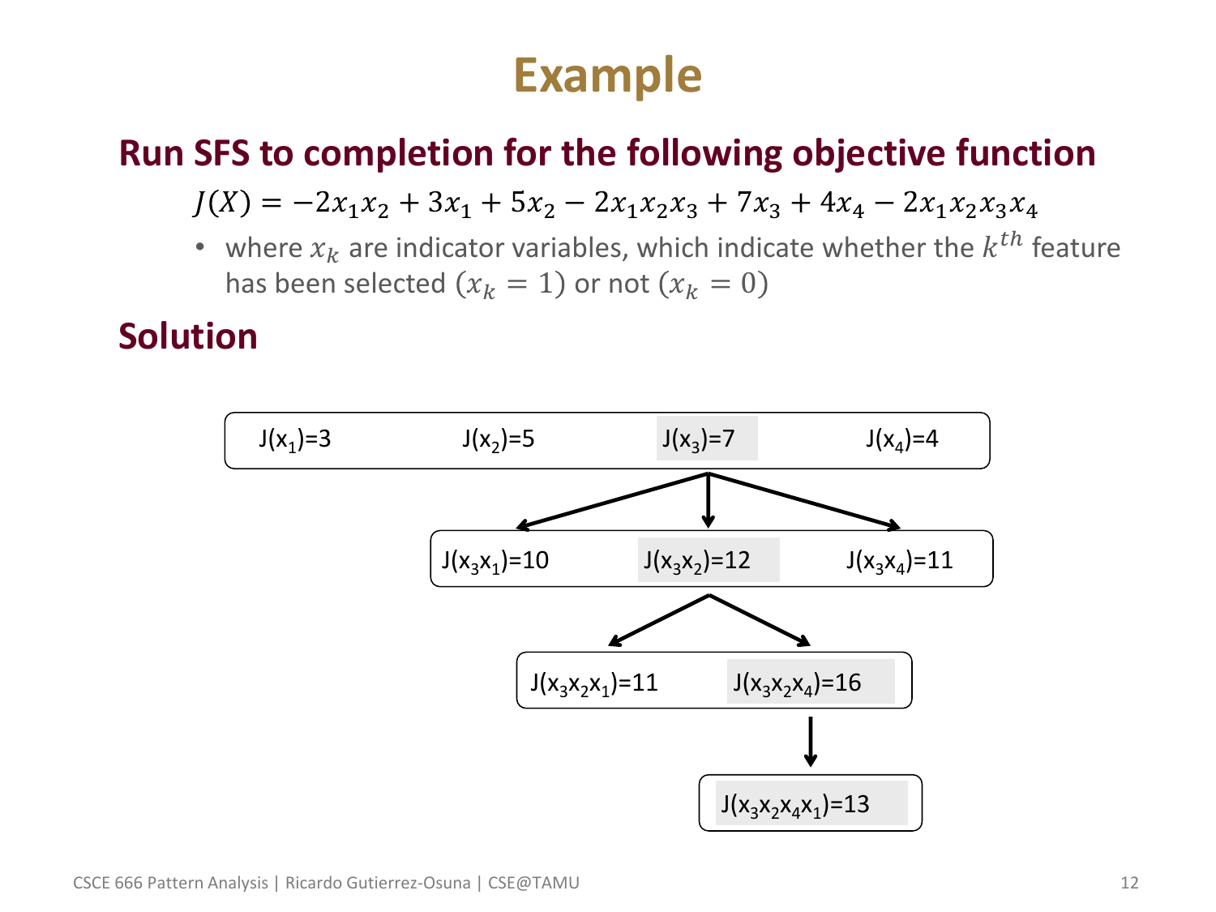# Example

## Run SFS to completion for the following objective function

$$J(X) = -2x_1x_2 + 3x_1 + 5x_2 - 2x_1x_2x_3 + 7x_3 + 4x_4 - 2x_1x_2x_3x_4$$

- where $x_k$ are indicator variables, which indicate whether the $k^{th}$ feature has been selected ($x_k = 1$) or not ($x_k = 0$)

## Solution

$J(x_1)=3$ &nbsp;&nbsp; $J(x_2)=5$ &nbsp;&nbsp; **$J(x_3)=7$** &nbsp;&nbsp; $J(x_4)=4$

$J(x_3x_1)=10$ &nbsp;&nbsp; **$J(x_3x_2)=12$** &nbsp;&nbsp; $J(x_3x_4)=11$

$J(x_3x_2x_1)=11$ &nbsp;&nbsp; **$J(x_3x_2x_4)=16$**

**$J(x_3x_2x_4x_1)=13$**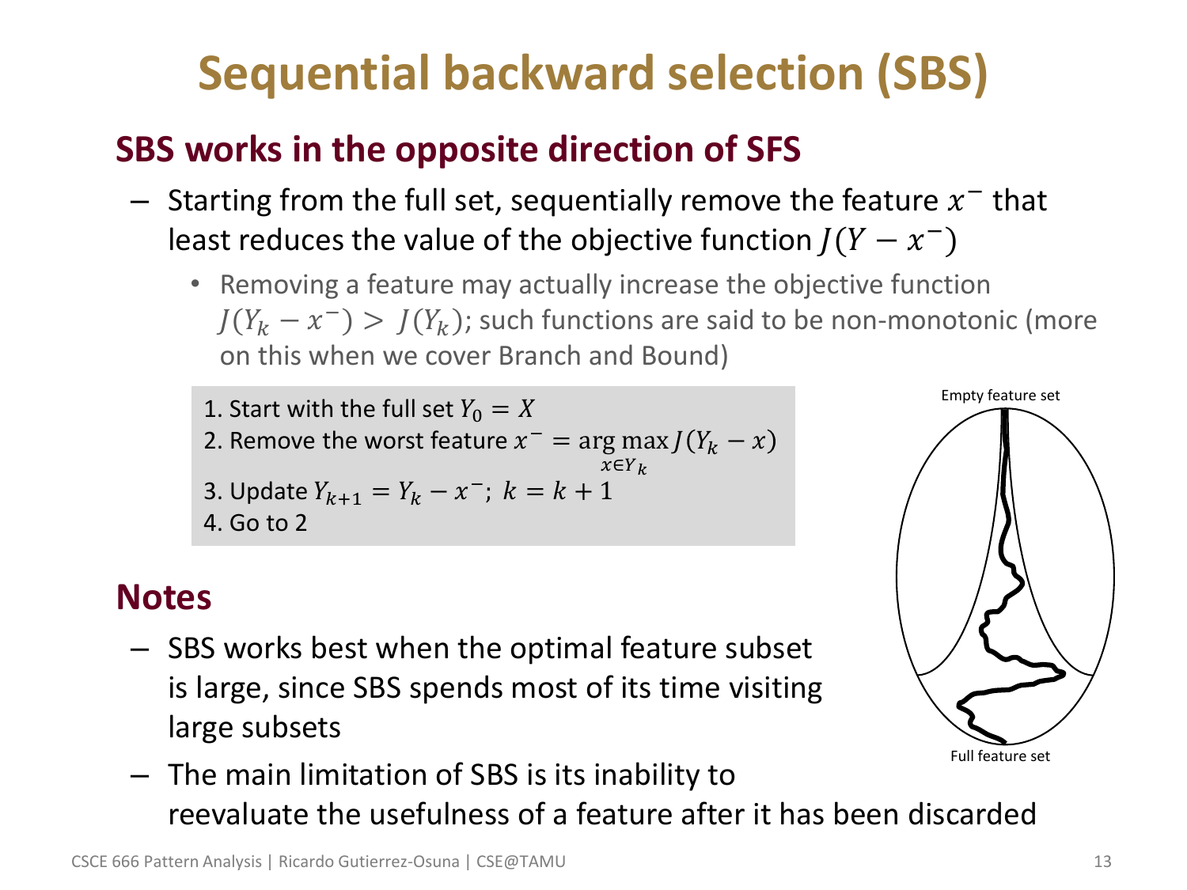# Sequential backward selection (SBS)

## SBS works in the opposite direction of SFS

- Starting from the full set, sequentially remove the feature $x^-$ that least reduces the value of the objective function $J(Y - x^-)$
  - Removing a feature may actually increase the objective function $J(Y_k - x^-) > J(Y_k)$; such functions are said to be non-monotonic (more on this when we cover Branch and Bound)

1. Start with the full set $Y_0 = X$
2. Remove the worst feature $x^- = \arg\max_{x \in Y_k} J(Y_k - x)$
3. Update $Y_{k+1} = Y_k - x^-$; $k = k + 1$
4. Go to 2

Empty feature set

Full feature set

## Notes

- SBS works best when the optimal feature subset is large, since SBS spends most of its time visiting large subsets
- The main limitation of SBS is its inability to reevaluate the usefulness of a feature after it has been discarded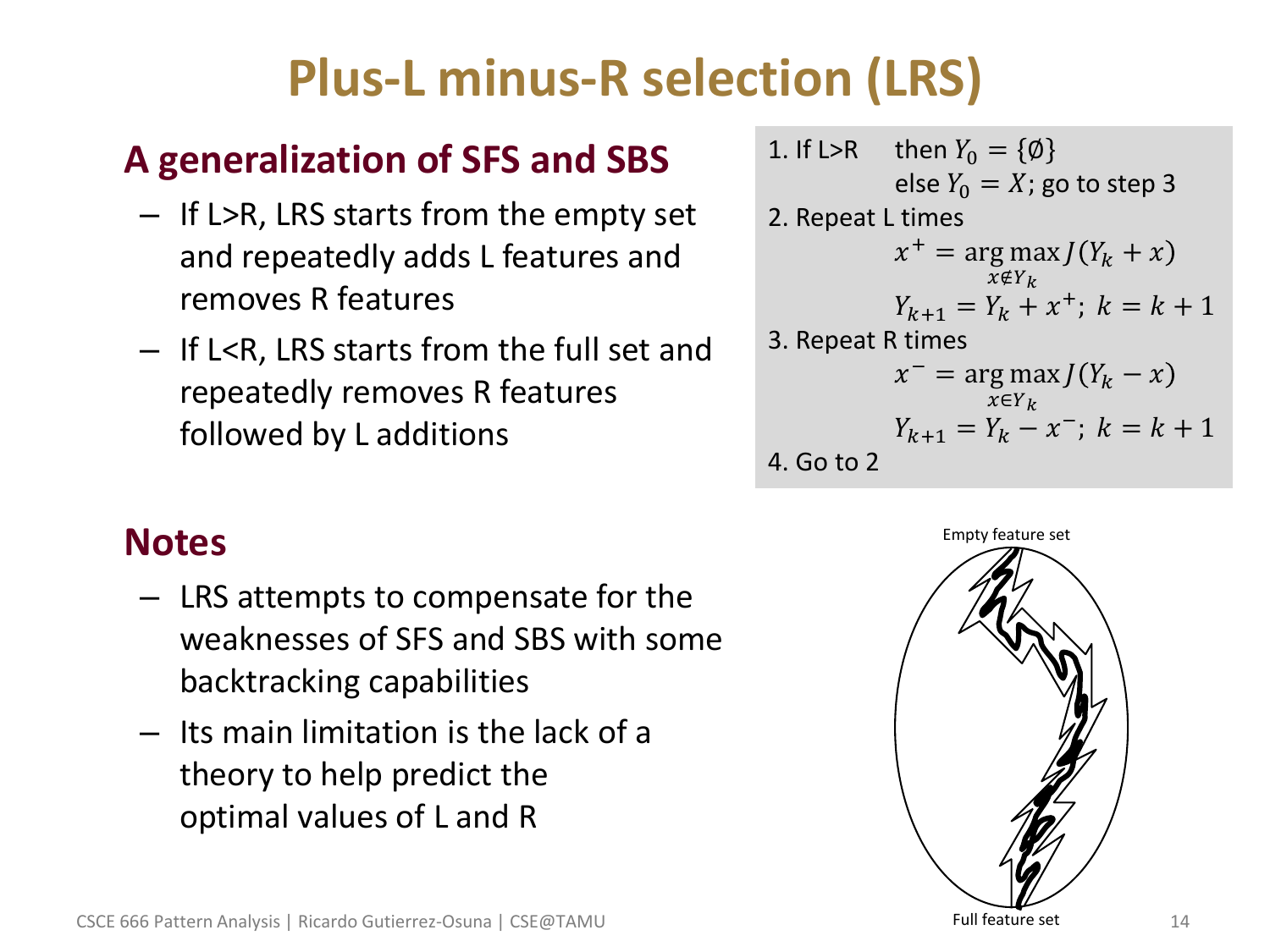# Plus-L minus-R selection (LRS)

## A generalization of SFS and SBS

- If L>R, LRS starts from the empty set and repeatedly adds L features and removes R features
- If L<R, LRS starts from the full set and repeatedly removes R features followed by L additions

1. If L>R then $Y_0 = \{\emptyset\}$
   else $Y_0 = X$; go to step 3
2. Repeat L times
   $$x^+ = \arg\max_{x \notin Y_k} J(Y_k + x)$$
   $$Y_{k+1} = Y_k + x^+;\ k = k+1$$
3. Repeat R times
   $$x^- = \arg\max_{x \in Y_k} J(Y_k - x)$$
   $$Y_{k+1} = Y_k - x^-;\ k = k+1$$
4. Go to 2

## Notes

- LRS attempts to compensate for the weaknesses of SFS and SBS with some backtracking capabilities
- Its main limitation is the lack of a theory to help predict the optimal values of L and R

Empty feature set

Full feature set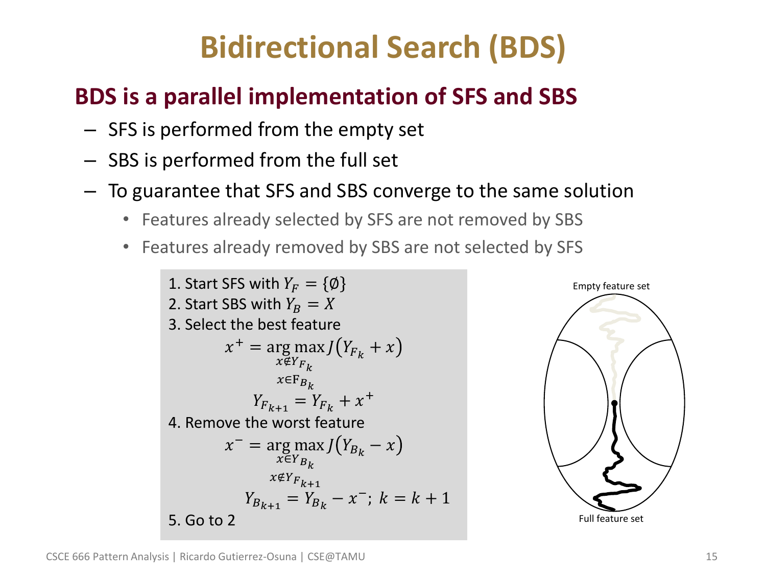# Bidirectional Search (BDS)

## BDS is a parallel implementation of SFS and SBS

- SFS is performed from the empty set
- SBS is performed from the full set
- To guarantee that SFS and SBS converge to the same solution
  - Features already selected by SFS are not removed by SBS
  - Features already removed by SBS are not selected by SFS

1. Start SFS with $Y_F = \{\emptyset\}$
2. Start SBS with $Y_B = X$
3. Select the best feature

$$x^+ = \underset{\substack{x \notin Y_{F_k} \\ x \in \mathrm{F}_{B_k}}}{\arg\max} J\left(Y_{F_k} + x\right)$$

$$Y_{F_{k+1}} = Y_{F_k} + x^+$$

4. Remove the worst feature

$$x^- = \underset{\substack{x \in Y_{B_k} \\ x \notin Y_{F_{k+1}}}}{\arg\max} J\left(Y_{B_k} - x\right)$$

$$Y_{B_{k+1}} = Y_{B_k} - x^-;\ k = k + 1$$

5. Go to 2

Empty feature set

Full feature set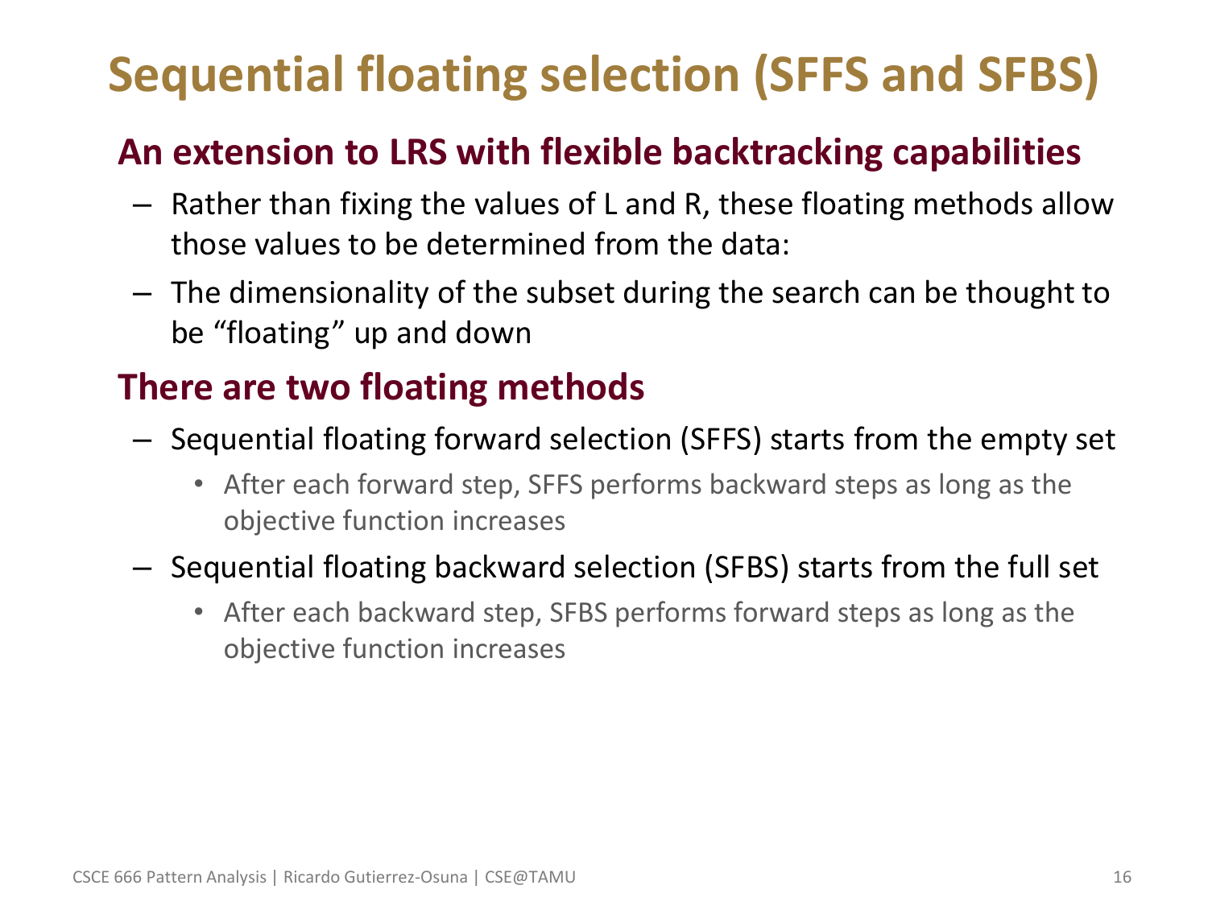# Sequential floating selection (SFFS and SFBS)

## An extension to LRS with flexible backtracking capabilities

- Rather than fixing the values of L and R, these floating methods allow those values to be determined from the data:
- The dimensionality of the subset during the search can be thought to be "floating" up and down

## There are two floating methods

- Sequential floating forward selection (SFFS) starts from the empty set
  - After each forward step, SFFS performs backward steps as long as the objective function increases
- Sequential floating backward selection (SFBS) starts from the full set
  - After each backward step, SFBS performs forward steps as long as the objective function increases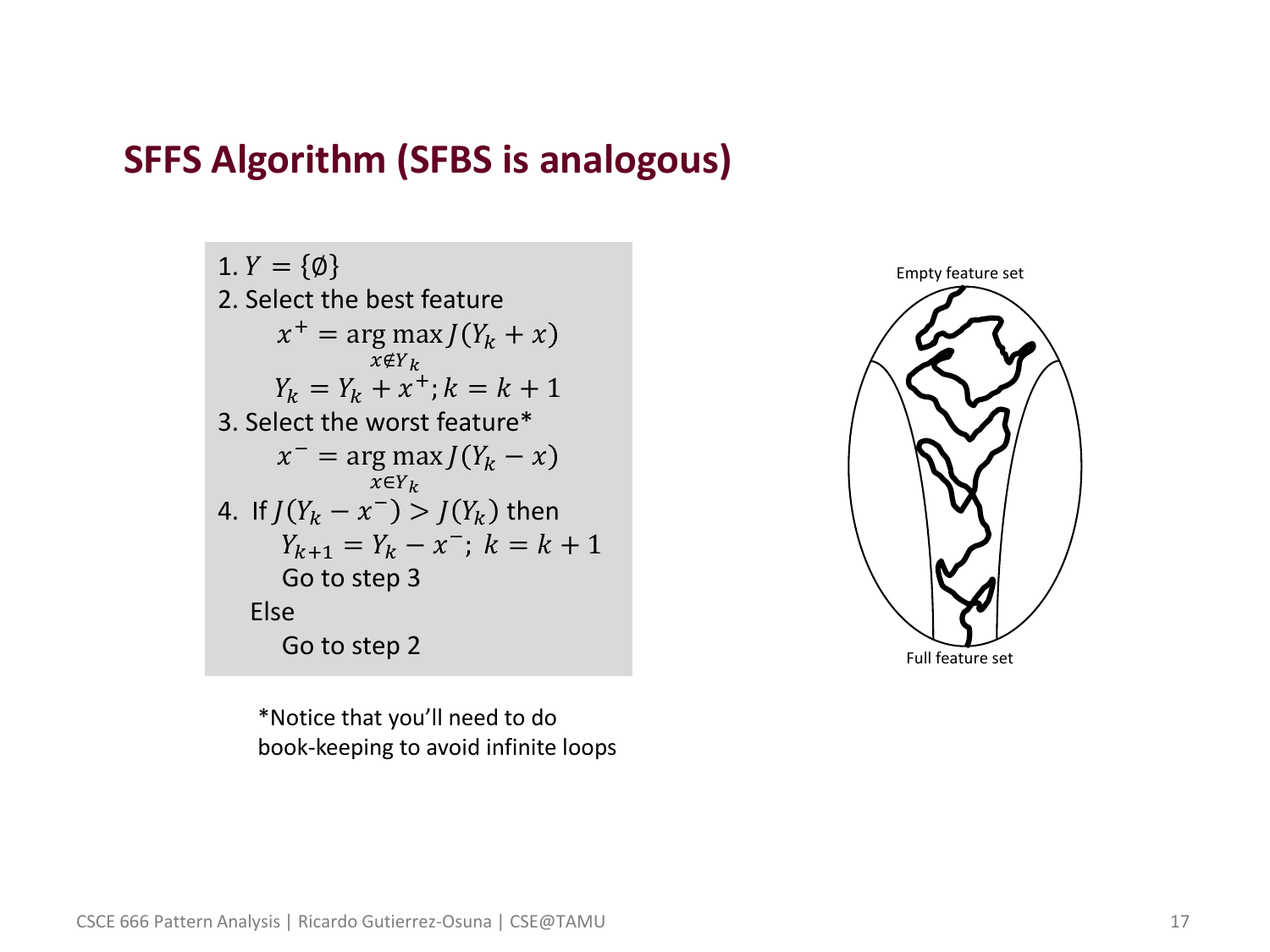## SFFS Algorithm (SFBS is analogous)

1. $Y = \{\emptyset\}$
2. Select the best feature

$$x^+ = \arg\max_{x \notin Y_k} J(Y_k + x)$$

$$Y_k = Y_k + x^+; k = k + 1$$

3. Select the worst feature*

$$x^- = \arg\max_{x \in Y_k} J(Y_k - x)$$

4. If $J(Y_k - x^-) > J(Y_k)$ then

   $Y_{k+1} = Y_k - x^-;\ k = k + 1$

   Go to step 3

   Else

   Go to step 2

*Notice that you'll need to do book-keeping to avoid infinite loops

Empty feature set

Full feature set